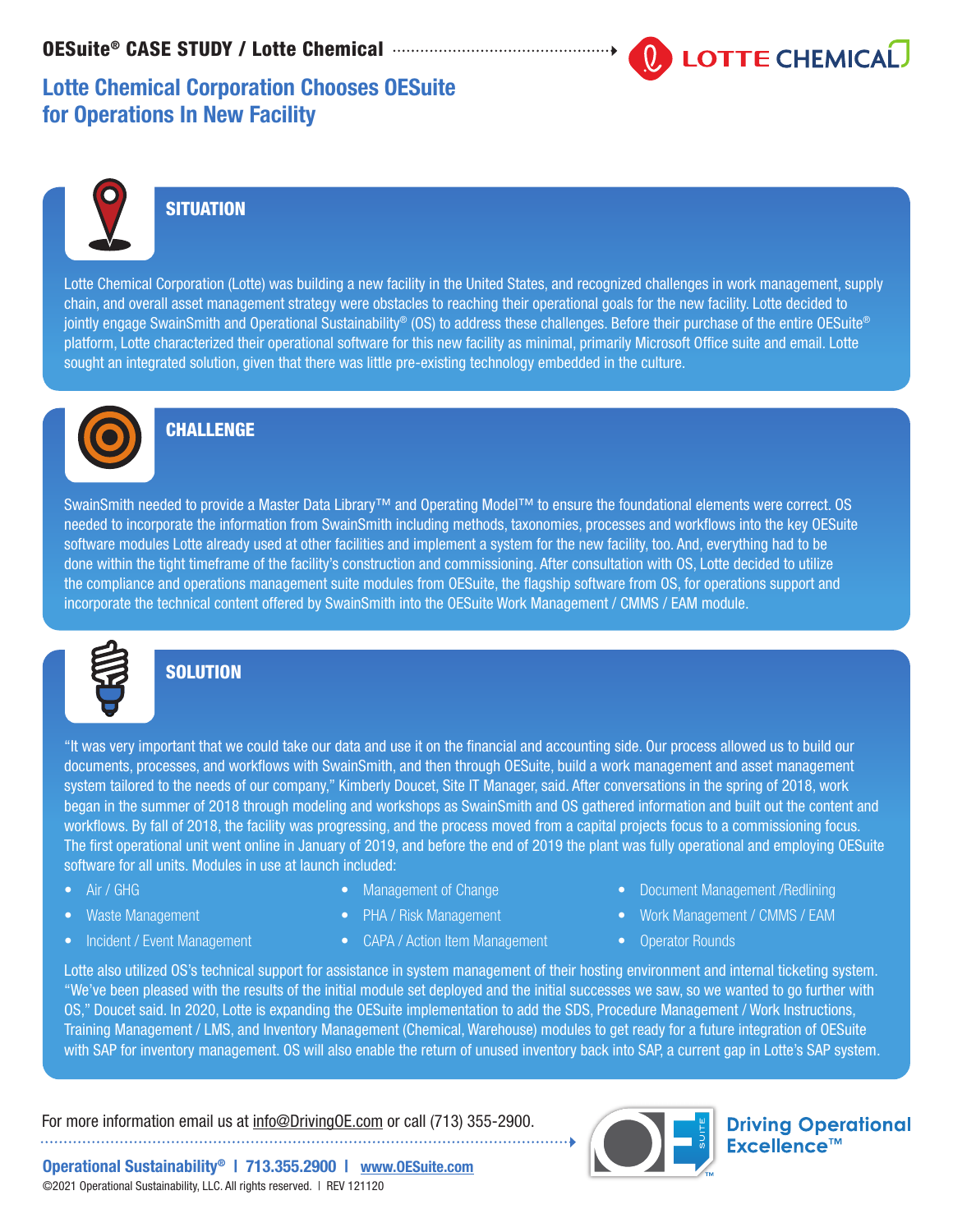OESuite® CASE STUDY / Lotte Chemical

# Lotte Chemical Corporation Chooses OESuite for Operations In New Facility

## SITUATION

Lotte Chemical Corporation (Lotte) was building a new facility in the United States, and recognized challenges in work management, supply chain, and overall asset management strategy were obstacles to reaching their operational goals for the new facility. Lotte decided to jointly engage SwainSmith and Operational Sustainability® (OS) to address these challenges. Before their purchase of the entire OESuite® platform, Lotte characterized their operational software for this new facility as minimal, primarily Microsoft Office suite and email. Lotte sought an integrated solution, given that there was little pre-existing technology embedded in the culture.

## CHALLENGE

SwainSmith needed to provide a Master Data Library™ and Operating Model™ to ensure the foundational elements were correct. OS needed to incorporate the information from SwainSmith including methods, taxonomies, processes and workflows into the key OESuite software modules Lotte already used at other facilities and implement a system for the new facility, too. And, everything had to be done within the tight timeframe of the facility's construction and commissioning. After consultation with OS, Lotte decided to utilize the compliance and operations management suite modules from OESuite, the flagship software from OS, for operations support and incorporate the technical content offered by SwainSmith into the OESuite Work Management / CMMS / EAM module.

## SOLUTION

"It was very important that we could take our data and use it on the financial and accounting side. Our process allowed us to build our documents, processes, and workflows with SwainSmith, and then through OESuite, build a work management and asset management system tailored to the needs of our company," Kimberly Doucet, Site IT Manager, said. After conversations in the spring of 2018, work began in the summer of 2018 through modeling and workshops as SwainSmith and OS gathered information and built out the content and workflows. By fall of 2018, the facility was progressing, and the process moved from a capital projects focus to a commissioning focus. The first operational unit went online in January of 2019, and before the end of 2019 the plant was fully operational and employing OESuite software for all units. Modules in use at launch included:

- Air / GHG
- Waste Management
- Incident / Event Management
- Management of Change
- PHA / Risk Management
- CAPA / Action Item Management
- Document Management /Redlining
- Work Management / CMMS / EAM
- Operator Rounds

Lotte also utilized OS's technical support for assistance in system management of their hosting environment and internal ticketing system. "We've been pleased with the results of the initial module set deployed and the initial successes we saw, so we wanted to go further with OS," Doucet said. In 2020, Lotte is expanding the OESuite implementation to add the SDS, Procedure Management / Work Instructions, Training Management / LMS, and Inventory Management (Chemical, Warehouse) modules to get ready for a future integration of OESuite with SAP for inventory management. OS will also enable the return of unused inventory back into SAP, a current gap in Lotte's SAP system.

For more information email us at info@DrivingOE.com or call (713) 355-2900.

Driving Operational Excellence™

Operational Sustainability® | 713.355.2900 | www.OESuite.com

©2021 Operational Sustainability, LLC. All rights reserved. | REV 121120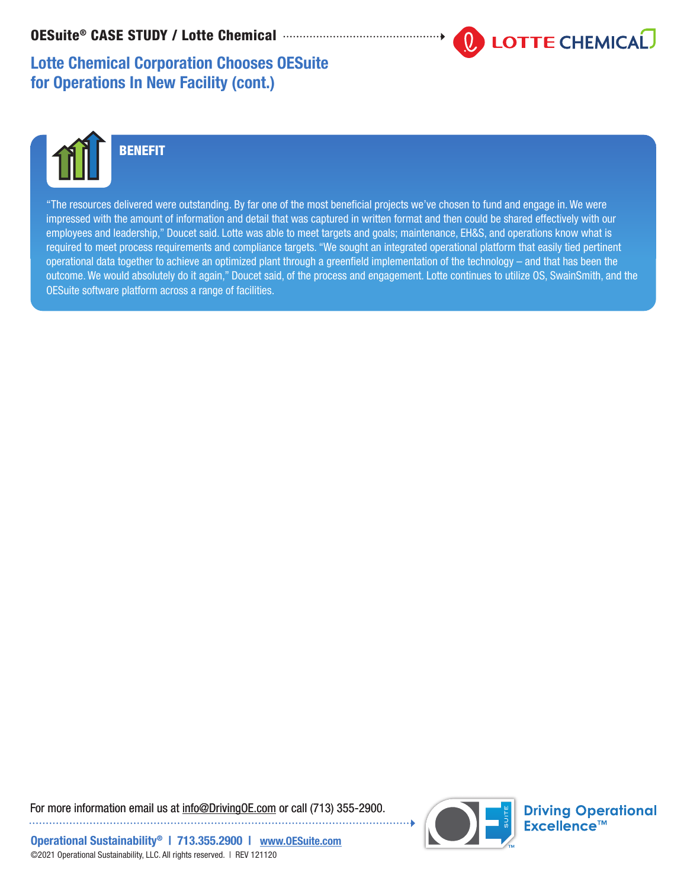# Lotte Chemical Corporation Chooses OESuite for Operations In New Facility (cont.)

## BENEFIT

"The resources delivered were outstanding. By far one of the most beneficial projects we've chosen to fund and engage in. We were impressed with the amount of information and detail that was captured in written format and then could be shared effectively with our employees and leadership," Doucet said. Lotte was able to meet targets and goals; maintenance, EH&S, and operations know what is required to meet process requirements and compliance targets. "We sought an integrated operational platform that easily tied pertinent operational data together to achieve an optimized plant through a greenfield implementation of the technology – and that has been the outcome. We would absolutely do it again," Doucet said, of the process and engagement. Lotte continues to utilize OS, SwainSmith, and the OESuite software platform across a range of facilities.

For more information email us at info@DrivingOE.com or call (713) 355-2900.

**Operational Sustainability® | 713.355.2900 | www.OESuite.com**

©2021 Operational Sustainability, LLC. All rights reserved. | REV 121120

Driving Operational Excellence™